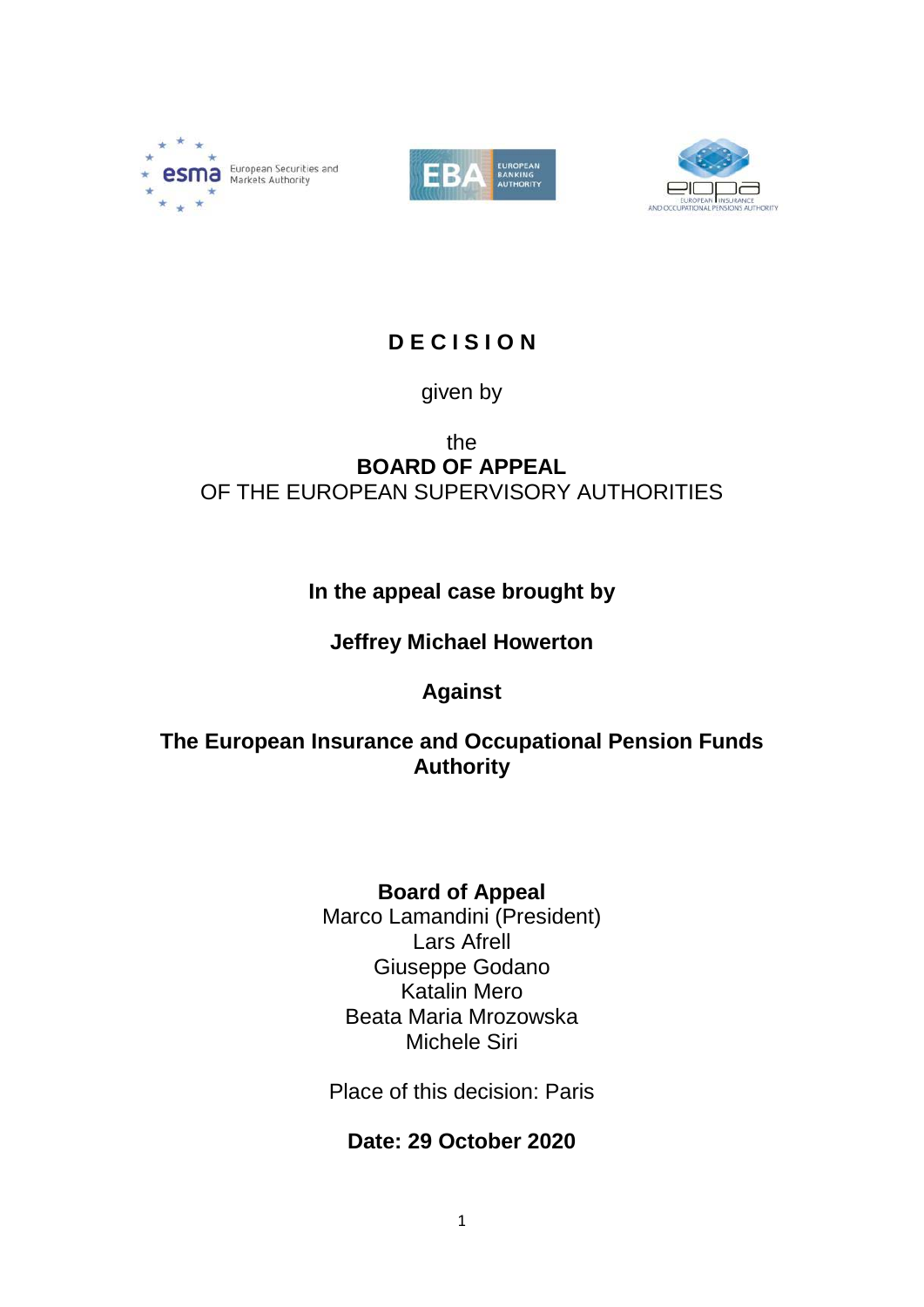# DECISION

given by

the
**BOARD OF APPEAL**
OF THE EUROPEAN SUPERVISORY AUTHORITIES

**In the appeal case brought by**

**Jeffrey Michael Howerton**

**Against**

**The European Insurance and Occupational Pension Funds Authority**

**Board of Appeal**
Marco Lamandini (President)
Lars Afrell
Giuseppe Godano
Katalin Mero
Beata Maria Mrozowska
Michele Siri

Place of this decision: Paris

**Date: 29 October 2020**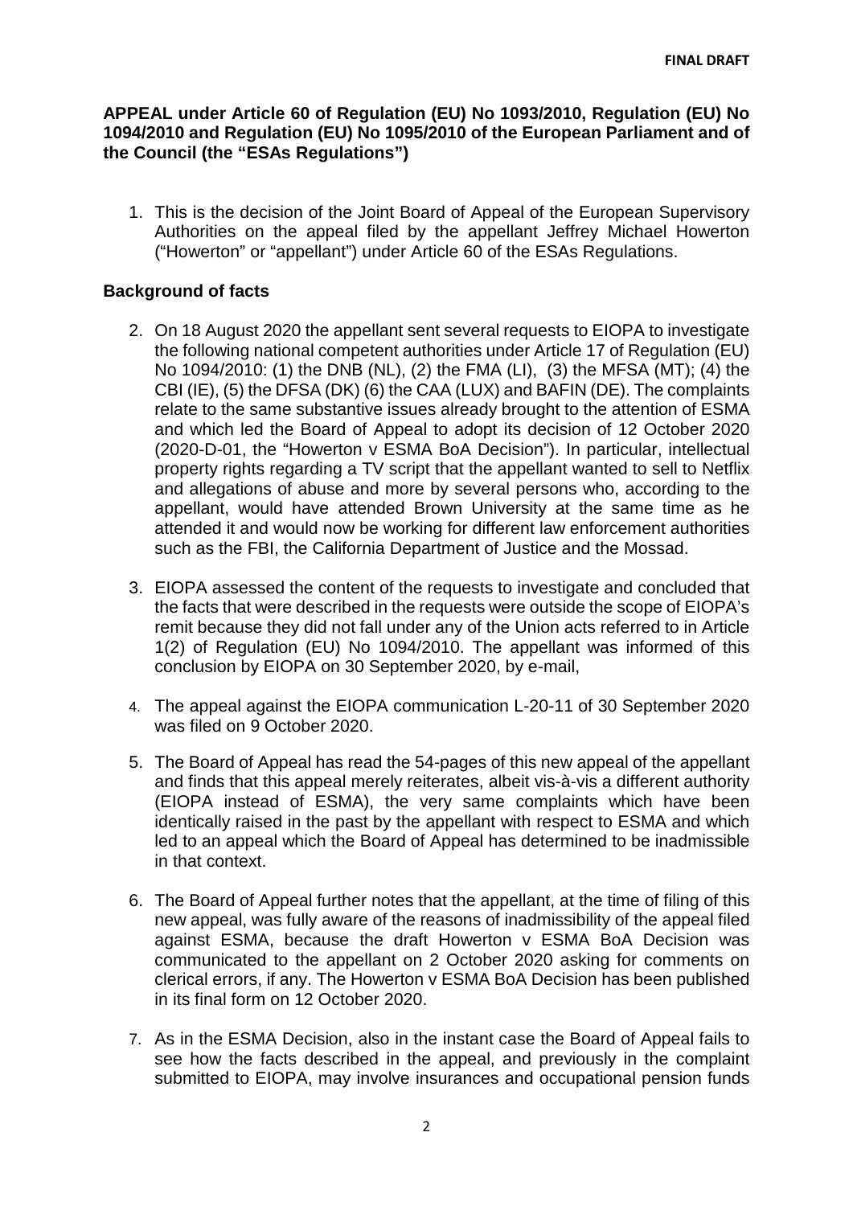**APPEAL under Article 60 of Regulation (EU) No 1093/2010, Regulation (EU) No 1094/2010 and Regulation (EU) No 1095/2010 of the European Parliament and of the Council (the "ESAs Regulations")**

1. This is the decision of the Joint Board of Appeal of the European Supervisory Authorities on the appeal filed by the appellant Jeffrey Michael Howerton ("Howerton" or "appellant") under Article 60 of the ESAs Regulations.

## Background of facts

2. On 18 August 2020 the appellant sent several requests to EIOPA to investigate the following national competent authorities under Article 17 of Regulation (EU) No 1094/2010: (1) the DNB (NL), (2) the FMA (LI), (3) the MFSA (MT); (4) the CBI (IE), (5) the DFSA (DK) (6) the CAA (LUX) and BAFIN (DE). The complaints relate to the same substantive issues already brought to the attention of ESMA and which led the Board of Appeal to adopt its decision of 12 October 2020 (2020-D-01, the "Howerton v ESMA BoA Decision"). In particular, intellectual property rights regarding a TV script that the appellant wanted to sell to Netflix and allegations of abuse and more by several persons who, according to the appellant, would have attended Brown University at the same time as he attended it and would now be working for different law enforcement authorities such as the FBI, the California Department of Justice and the Mossad.

3. EIOPA assessed the content of the requests to investigate and concluded that the facts that were described in the requests were outside the scope of EIOPA's remit because they did not fall under any of the Union acts referred to in Article 1(2) of Regulation (EU) No 1094/2010. The appellant was informed of this conclusion by EIOPA on 30 September 2020, by e-mail,

4. The appeal against the EIOPA communication L-20-11 of 30 September 2020 was filed on 9 October 2020.

5. The Board of Appeal has read the 54-pages of this new appeal of the appellant and finds that this appeal merely reiterates, albeit vis-à-vis a different authority (EIOPA instead of ESMA), the very same complaints which have been identically raised in the past by the appellant with respect to ESMA and which led to an appeal which the Board of Appeal has determined to be inadmissible in that context.

6. The Board of Appeal further notes that the appellant, at the time of filing of this new appeal, was fully aware of the reasons of inadmissibility of the appeal filed against ESMA, because the draft Howerton v ESMA BoA Decision was communicated to the appellant on 2 October 2020 asking for comments on clerical errors, if any. The Howerton v ESMA BoA Decision has been published in its final form on 12 October 2020.

7. As in the ESMA Decision, also in the instant case the Board of Appeal fails to see how the facts described in the appeal, and previously in the complaint submitted to EIOPA, may involve insurances and occupational pension funds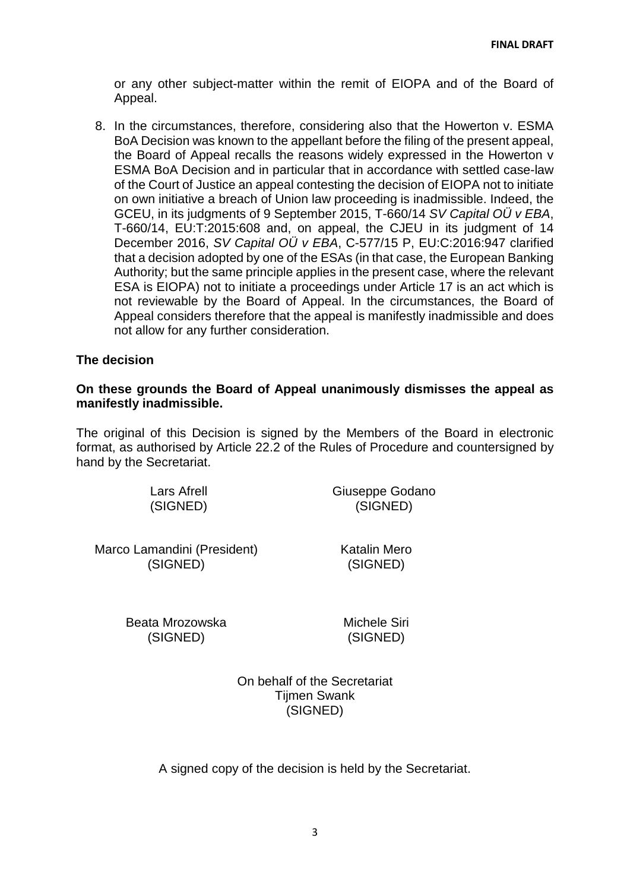or any other subject-matter within the remit of EIOPA and of the Board of Appeal.

8. In the circumstances, therefore, considering also that the Howerton v. ESMA BoA Decision was known to the appellant before the filing of the present appeal, the Board of Appeal recalls the reasons widely expressed in the Howerton v ESMA BoA Decision and in particular that in accordance with settled case-law of the Court of Justice an appeal contesting the decision of EIOPA not to initiate on own initiative a breach of Union law proceeding is inadmissible. Indeed, the GCEU, in its judgments of 9 September 2015, T-660/14 *SV Capital OÜ v EBA*, T-660/14, EU:T:2015:608 and, on appeal, the CJEU in its judgment of 14 December 2016, *SV Capital OÜ v EBA*, C-577/15 P, EU:C:2016:947 clarified that a decision adopted by one of the ESAs (in that case, the European Banking Authority; but the same principle applies in the present case, where the relevant ESA is EIOPA) not to initiate a proceedings under Article 17 is an act which is not reviewable by the Board of Appeal. In the circumstances, the Board of Appeal considers therefore that the appeal is manifestly inadmissible and does not allow for any further consideration.

**The decision**

**On these grounds the Board of Appeal unanimously dismisses the appeal as manifestly inadmissible.**

The original of this Decision is signed by the Members of the Board in electronic format, as authorised by Article 22.2 of the Rules of Procedure and countersigned by hand by the Secretariat.

Lars Afrell
(SIGNED)

Giuseppe Godano
(SIGNED)

Marco Lamandini (President)
(SIGNED)

Katalin Mero
(SIGNED)

Beata Mrozowska
(SIGNED)

Michele Siri
(SIGNED)

On behalf of the Secretariat
Tijmen Swank
(SIGNED)

A signed copy of the decision is held by the Secretariat.